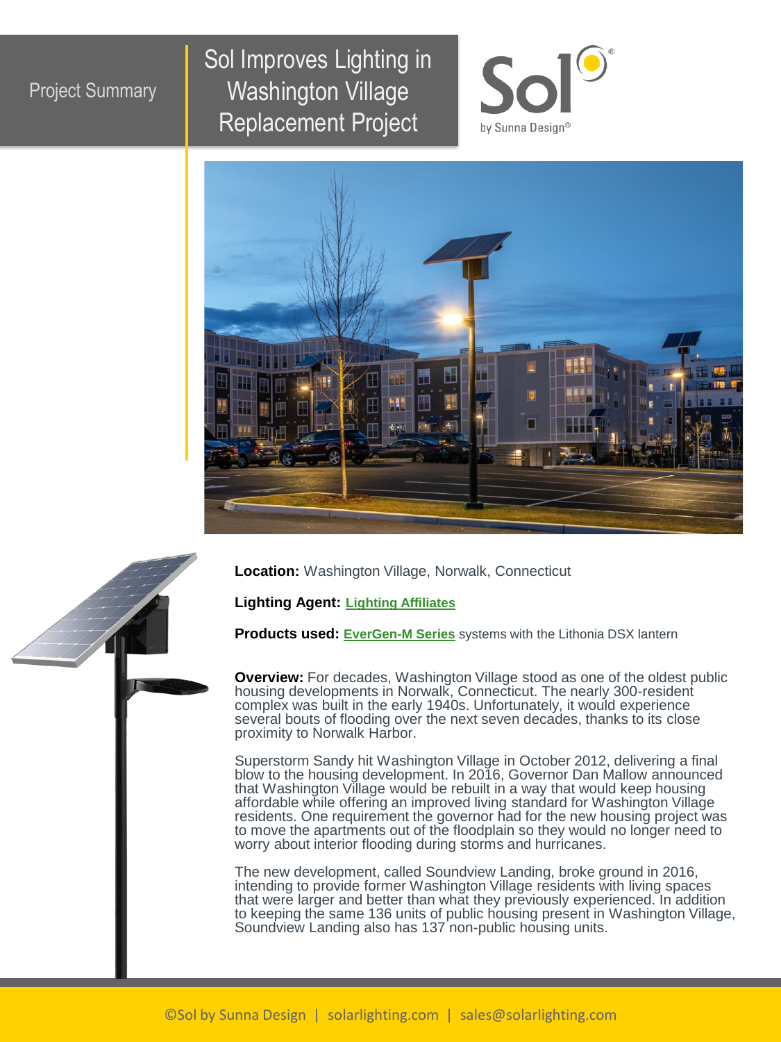Project Summary

# Sol Improves Lighting in Washington Village Replacement Project

Sol by Sunna Design®

**Location:** Washington Village, Norwalk, Connecticut

**Lighting Agent:** Lighting Affiliates

**Products used:** EverGen-M Series systems with the Lithonia DSX lantern

**Overview:** For decades, Washington Village stood as one of the oldest public housing developments in Norwalk, Connecticut. The nearly 300-resident complex was built in the early 1940s. Unfortunately, it would experience several bouts of flooding over the next seven decades, thanks to its close proximity to Norwalk Harbor.

Superstorm Sandy hit Washington Village in October 2012, delivering a final blow to the housing development. In 2016, Governor Dan Mallow announced that Washington Village would be rebuilt in a way that would keep housing affordable while offering an improved living standard for Washington Village residents. One requirement the governor had for the new housing project was to move the apartments out of the floodplain so they would no longer need to worry about interior flooding during storms and hurricanes.

The new development, called Soundview Landing, broke ground in 2016, intending to provide former Washington Village residents with living spaces that were larger and better than what they previously experienced. In addition to keeping the same 136 units of public housing present in Washington Village, Soundview Landing also has 137 non-public housing units.

©Sol by Sunna Design | solarlighting.com | sales@solarlighting.com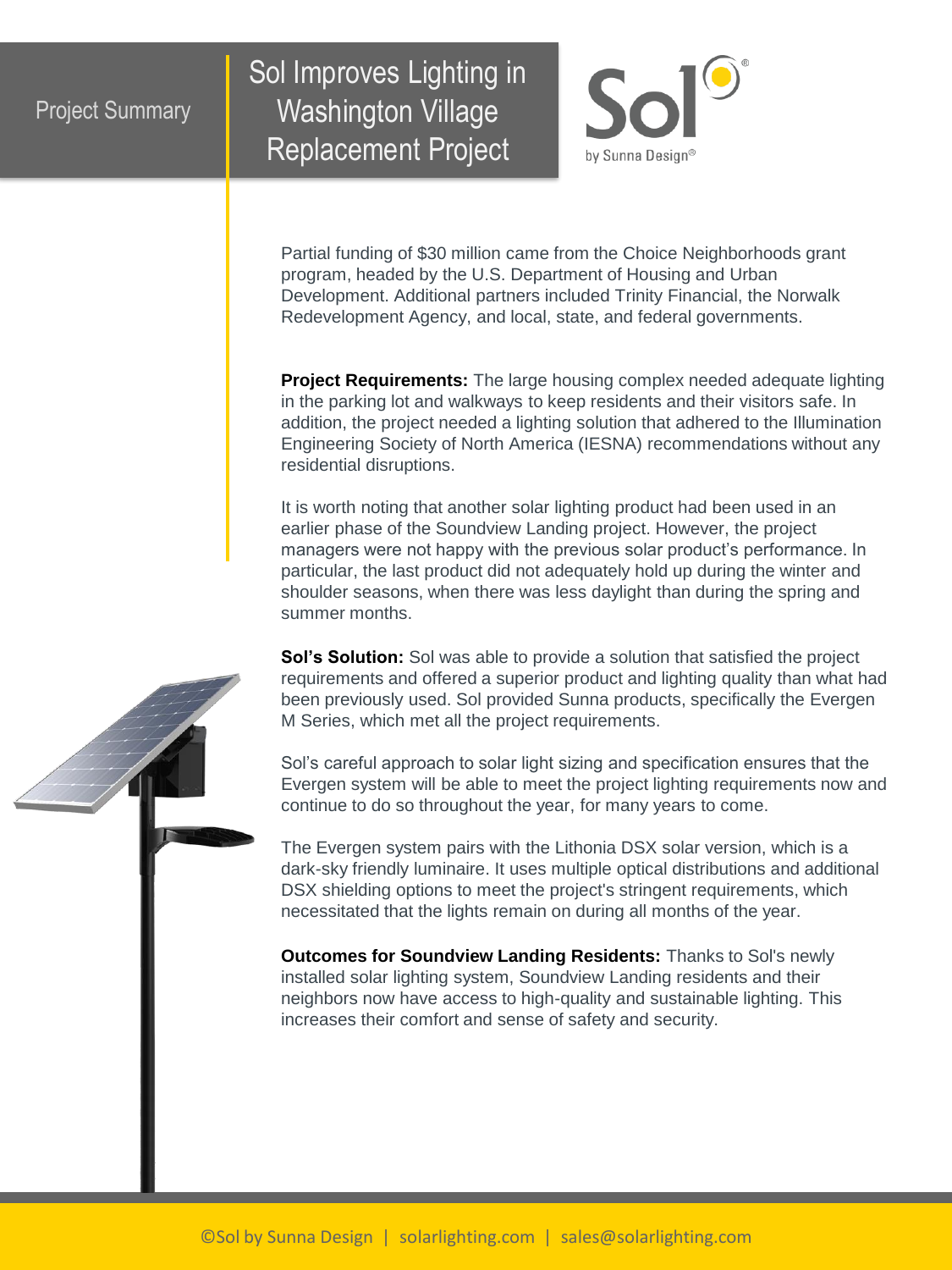Project Summary

# Sol Improves Lighting in Washington Village Replacement Project

Partial funding of $30 million came from the Choice Neighborhoods grant program, headed by the U.S. Department of Housing and Urban Development. Additional partners included Trinity Financial, the Norwalk Redevelopment Agency, and local, state, and federal governments.

**Project Requirements:** The large housing complex needed adequate lighting in the parking lot and walkways to keep residents and their visitors safe. In addition, the project needed a lighting solution that adhered to the Illumination Engineering Society of North America (IESNA) recommendations without any residential disruptions.

It is worth noting that another solar lighting product had been used in an earlier phase of the Soundview Landing project. However, the project managers were not happy with the previous solar product's performance. In particular, the last product did not adequately hold up during the winter and shoulder seasons, when there was less daylight than during the spring and summer months.

**Sol's Solution:** Sol was able to provide a solution that satisfied the project requirements and offered a superior product and lighting quality than what had been previously used. Sol provided Sunna products, specifically the Evergen M Series, which met all the project requirements.

Sol's careful approach to solar light sizing and specification ensures that the Evergen system will be able to meet the project lighting requirements now and continue to do so throughout the year, for many years to come.

The Evergen system pairs with the Lithonia DSX solar version, which is a dark-sky friendly luminaire. It uses multiple optical distributions and additional DSX shielding options to meet the project's stringent requirements, which necessitated that the lights remain on during all months of the year.

**Outcomes for Soundview Landing Residents:** Thanks to Sol's newly installed solar lighting system, Soundview Landing residents and their neighbors now have access to high-quality and sustainable lighting. This increases their comfort and sense of safety and security.